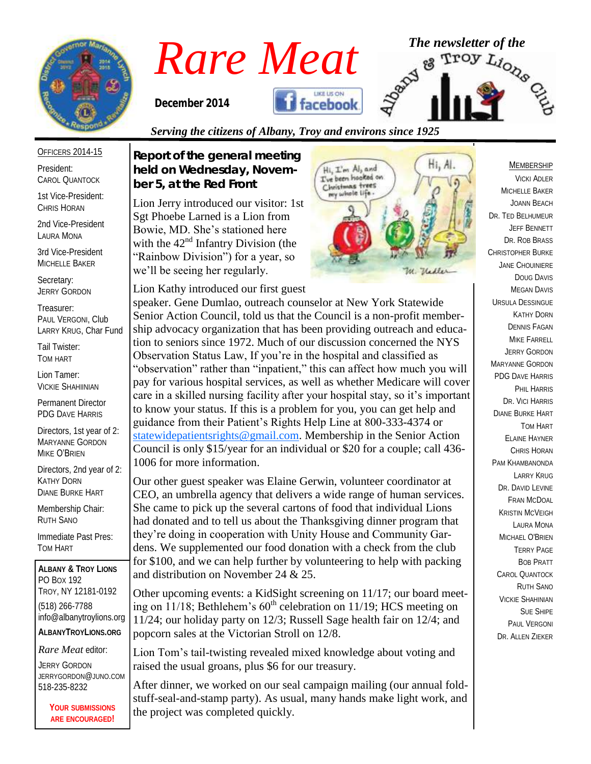# Rare Meat

December 2014

*The newsletter of the Albany & Troy Lions Club*

*Serving the citizens of Albany, Troy and environs since 1925*

OFFICERS 2014-15

President:
CAROL QUANTOCK

1st Vice-President:
CHRIS HORAN

2nd Vice-President
LAURA MONA

3rd Vice-President
MICHELLE BAKER

Secretary:
JERRY GORDON

Treasurer:
PAUL VERGONI, Club
LARRY KRUG, Char Fund

Tail Twister:
TOM HART

Lion Tamer:
VICKIE SHAHIINIAN

Permanent Director
PDG DAVE HARRIS

Directors, 1st year of 2:
MARYANNE GORDON
MIKE O'BRIEN

Directors, 2nd year of 2:
KATHY DORN
DIANE BURKE HART

Membership Chair:
RUTH SANO

Immediate Past Pres:
TOM HART

**ALBANY & TROY LIONS**
PO BOX 192
TROY, NY 12181-0192
(518) 266-7788
info@albanytroylions.org
**ALBANYTROYLIONS.ORG**

*Rare Meat* editor:
JERRY GORDON
JERRYGORDON@JUNO.COM
518-235-8232

**YOUR SUBMISSIONS ARE ENCOURAGED!**

## Report of the general meeting held on Wednesday, November 5, at the Red Front

Lion Jerry introduced our visitor: 1st Sgt Phoebe Larned is a Lion from Bowie, MD. She's stationed here with the 42nd Infantry Division (the "Rainbow Division") for a year, so we'll be seeing her regularly.

Lion Kathy introduced our first guest speaker. Gene Dumlao, outreach counselor at New York Statewide Senior Action Council, told us that the Council is a non-profit membership advocacy organization that has been providing outreach and education to seniors since 1972. Much of our discussion concerned the NYS Observation Status Law, If you're in the hospital and classified as "observation" rather than "inpatient," this can affect how much you will pay for various hospital services, as well as whether Medicare will cover care in a skilled nursing facility after your hospital stay, so it's important to know your status. If this is a problem for you, you can get help and guidance from their Patient's Rights Help Line at 800-333-4374 or statewidepatientsrights@gmail.com. Membership in the Senior Action Council is only $15/year for an individual or $20 for a couple; call 436-1006 for more information.

Our other guest speaker was Elaine Gerwin, volunteer coordinator at CEO, an umbrella agency that delivers a wide range of human services. She came to pick up the several cartons of food that individual Lions had donated and to tell us about the Thanksgiving dinner program that they're doing in cooperation with Unity House and Community Gardens. We supplemented our food donation with a check from the club for $100, and we can help further by volunteering to help with packing and distribution on November 24 & 25.

Other upcoming events: a KidSight screening on 11/17; our board meeting on 11/18; Bethlehem's 60th celebration on 11/19; HCS meeting on 11/24; our holiday party on 12/3; Russell Sage health fair on 12/4; and popcorn sales at the Victorian Stroll on 12/8.

Lion Tom's tail-twisting revealed mixed knowledge about voting and raised the usual groans, plus $6 for our treasury.

After dinner, we worked on our seal campaign mailing (our annual fold-stuff-seal-and-stamp party). As usual, many hands make light work, and the project was completed quickly.

MEMBERSHIP

VICKI ADLER
MICHELLE BAKER
JOANN BEACH
DR. TED BELHUMEUR
JEFF BENNETT
DR. ROB BRASS
CHRISTOPHER BURKE
JANE CHOUINIERE
DOUG DAVIS
MEGAN DAVIS
URSULA DESSINGUE
KATHY DORN
DENNIS FAGAN
MIKE FARRELL
JERRY GORDON
MARYANNE GORDON
PDG DAVE HARRIS
PHIL HARRIS
DR. VICI HARRIS
DIANE BURKE HART
TOM HART
ELAINE HAYNER
CHRIS HORAN
PAM KHAMBANONDA
LARRY KRUG
DR. DAVID LEVINE
FRAN MCDOAL
KRISTIN MCVEIGH
LAURA MONA
MICHAEL O'BRIEN
TERRY PAGE
BOB PRATT
CAROL QUANTOCK
RUTH SANO
VICKIE SHAHINIAN
SUE SHIPE
PAUL VERGONI
DR. ALLEN ZIEKER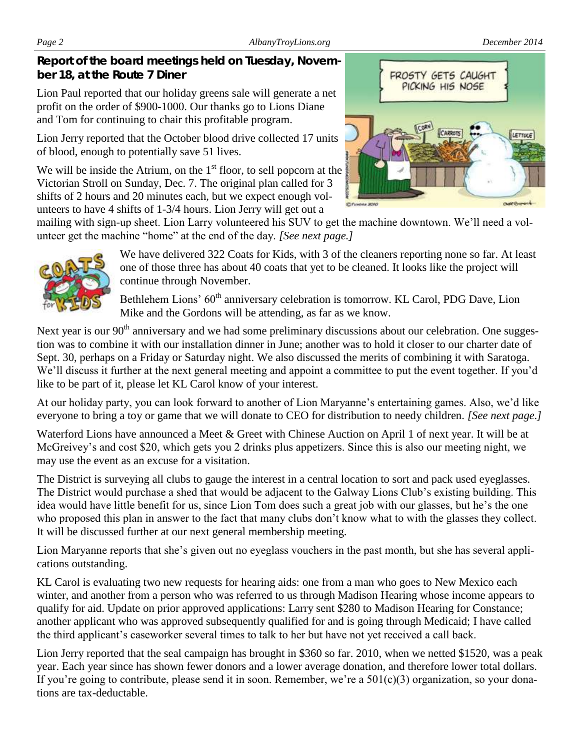**Report of the board meetings held on Tuesday, November 18, at the Route 7 Diner**

Lion Paul reported that our holiday greens sale will generate a net profit on the order of $900-1000. Our thanks go to Lions Diane and Tom for continuing to chair this profitable program.

Lion Jerry reported that the October blood drive collected 17 units of blood, enough to potentially save 51 lives.

We will be inside the Atrium, on the 1st floor, to sell popcorn at the Victorian Stroll on Sunday, Dec. 7. The original plan called for 3 shifts of 2 hours and 20 minutes each, but we expect enough volunteers to have 4 shifts of 1-3/4 hours. Lion Jerry will get out a mailing with sign-up sheet. Lion Larry volunteered his SUV to get the machine downtown. We'll need a volunteer get the machine "home" at the end of the day. *[See next page.]*

We have delivered 322 Coats for Kids, with 3 of the cleaners reporting none so far. At least one of those three has about 40 coats that yet to be cleaned. It looks like the project will continue through November.

Bethlehem Lions' 60th anniversary celebration is tomorrow. KL Carol, PDG Dave, Lion Mike and the Gordons will be attending, as far as we know.

Next year is our 90th anniversary and we had some preliminary discussions about our celebration. One suggestion was to combine it with our installation dinner in June; another was to hold it closer to our charter date of Sept. 30, perhaps on a Friday or Saturday night. We also discussed the merits of combining it with Saratoga. We'll discuss it further at the next general meeting and appoint a committee to put the event together. If you'd like to be part of it, please let KL Carol know of your interest.

At our holiday party, you can look forward to another of Lion Maryanne's entertaining games. Also, we'd like everyone to bring a toy or game that we will donate to CEO for distribution to needy children. *[See next page.]*

Waterford Lions have announced a Meet & Greet with Chinese Auction on April 1 of next year. It will be at McGreivey's and cost $20, which gets you 2 drinks plus appetizers. Since this is also our meeting night, we may use the event as an excuse for a visitation.

The District is surveying all clubs to gauge the interest in a central location to sort and pack used eyeglasses. The District would purchase a shed that would be adjacent to the Galway Lions Club's existing building. This idea would have little benefit for us, since Lion Tom does such a great job with our glasses, but he's the one who proposed this plan in answer to the fact that many clubs don't know what to with the glasses they collect. It will be discussed further at our next general membership meeting.

Lion Maryanne reports that she's given out no eyeglass vouchers in the past month, but she has several applications outstanding.

KL Carol is evaluating two new requests for hearing aids: one from a man who goes to New Mexico each winter, and another from a person who was referred to us through Madison Hearing whose income appears to qualify for aid. Update on prior approved applications: Larry sent $280 to Madison Hearing for Constance; another applicant who was approved subsequently qualified for and is going through Medicaid; I have called the third applicant's caseworker several times to talk to her but have not yet received a call back.

Lion Jerry reported that the seal campaign has brought in $360 so far. 2010, when we netted $1520, was a peak year. Each year since has shown fewer donors and a lower average donation, and therefore lower total dollars. If you're going to contribute, please send it in soon. Remember, we're a 501(c)(3) organization, so your donations are tax-deductable.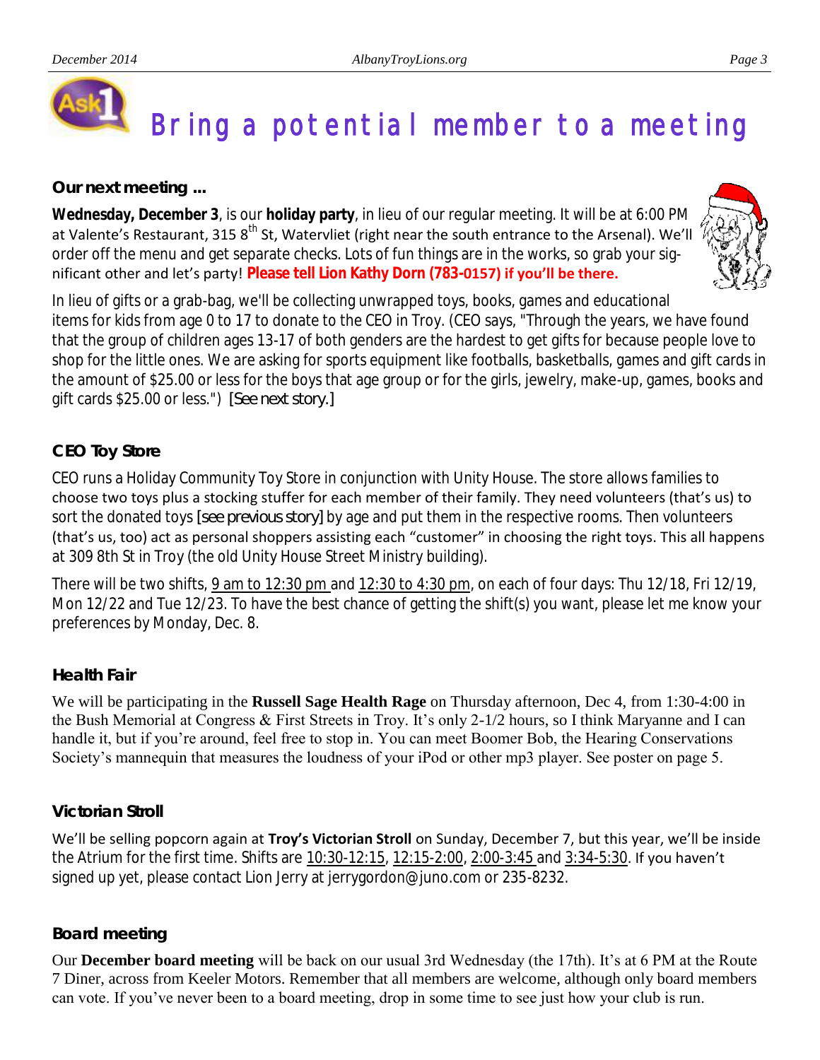# Bring a potential member to a meeting

### Our next meeting ...

**Wednesday, December 3**, is our **holiday party**, in lieu of our regular meeting. It will be at 6:00 PM at Valente's Restaurant, 315 8th St, Watervliet (right near the south entrance to the Arsenal). We'll order off the menu and get separate checks. Lots of fun things are in the works, so grab your significant other and let's party! **Please tell Lion Kathy Dorn (783-0157) if you'll be there.**

In lieu of gifts or a grab-bag, we'll be collecting unwrapped toys, books, games and educational items for kids from age 0 to 17 to donate to the CEO in Troy. (CEO says, "Through the years, we have found that the group of children ages 13-17 of both genders are the hardest to get gifts for because people love to shop for the little ones. We are asking for sports equipment like footballs, basketballs, games and gift cards in the amount of $25.00 or less for the boys that age group or for the girls, jewelry, make-up, games, books and gift cards $25.00 or less.") [See next story.]

### CEO Toy Store

CEO runs a Holiday Community Toy Store in conjunction with Unity House. The store allows families to choose two toys plus a stocking stuffer for each member of their family. They need volunteers (that's us) to sort the donated toys [see previous story] by age and put them in the respective rooms. Then volunteers (that's us, too) act as personal shoppers assisting each "customer" in choosing the right toys. This all happens at 309 8th St in Troy (the old Unity House Street Ministry building).

There will be two shifts, 9 am to 12:30 pm and 12:30 to 4:30 pm, on each of four days: Thu 12/18, Fri 12/19, Mon 12/22 and Tue 12/23. To have the best chance of getting the shift(s) you want, please let me know your preferences by Monday, Dec. 8.

### Health Fair

We will be participating in the **Russell Sage Health Rage** on Thursday afternoon, Dec 4, from 1:30-4:00 in the Bush Memorial at Congress & First Streets in Troy. It's only 2-1/2 hours, so I think Maryanne and I can handle it, but if you're around, feel free to stop in. You can meet Boomer Bob, the Hearing Conservations Society's mannequin that measures the loudness of your iPod or other mp3 player. See poster on page 5.

### Victorian Stroll

We'll be selling popcorn again at **Troy's Victorian Stroll** on Sunday, December 7, but this year, we'll be inside the Atrium for the first time. Shifts are 10:30-12:15, 12:15-2:00, 2:00-3:45 and 3:34-5:30. If you haven't signed up yet, please contact Lion Jerry at jerrygordon@juno.com or 235-8232.

### Board meeting

Our **December board meeting** will be back on our usual 3rd Wednesday (the 17th). It's at 6 PM at the Route 7 Diner, across from Keeler Motors. Remember that all members are welcome, although only board members can vote. If you've never been to a board meeting, drop in some time to see just how your club is run.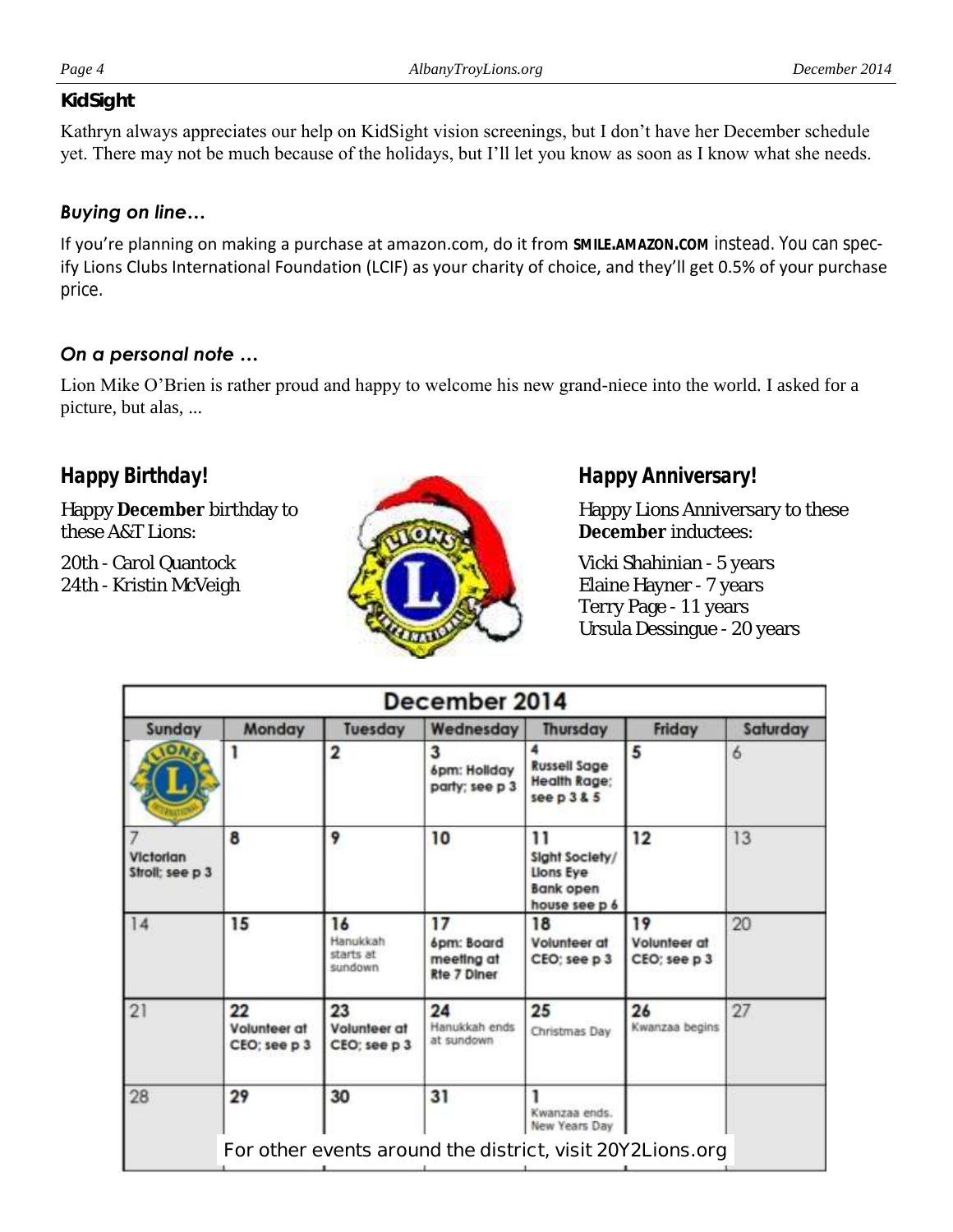### KidSight

Kathryn always appreciates our help on KidSight vision screenings, but I don't have her December schedule yet. There may not be much because of the holidays, but I'll let you know as soon as I know what she needs.

### *Buying on line…*

If you're planning on making a purchase at amazon.com, do it from **SMILE.AMAZON.COM** instead. You can specify Lions Clubs International Foundation (LCIF) as your charity of choice, and they'll get 0.5% of your purchase price.

### *On a personal note …*

Lion Mike O'Brien is rather proud and happy to welcome his new grand-niece into the world. I asked for a picture, but alas, ...

## Happy Birthday!

Happy **December** birthday to these A&T Lions:

20th - Carol Quantock
24th - Kristin McVeigh

## Happy Anniversary!

Happy Lions Anniversary to these **December** inductees:

Vicki Shahinian - 5 years
Elaine Hayner - 7 years
Terry Page - 11 years
Ursula Dessingue - 20 years

| December 2014 | | | | | | |
|---|---|---|---|---|---|---|
| Sunday | Monday | Tuesday | Wednesday | Thursday | Friday | Saturday |
| | 1 | 2 | 3 6pm: Holiday party; see p 3 | 4 Russell Sage Health Rage; see p 3 & 5 | 5 | 6 |
| 7 Victorian Stroll; see p 3 | 8 | 9 | 10 | 11 Sight Society/ Lions Eye Bank open house see p 6 | 12 | 13 |
| 14 | 15 | 16 Hanukkah starts at sundown | 17 6pm: Board meeting at Rte 7 Diner | 18 Volunteer at CEO; see p 3 | 19 Volunteer at CEO; see p 3 | 20 |
| 21 | 22 Volunteer at CEO; see p 3 | 23 Volunteer at CEO; see p 3 | 24 Hanukkah ends at sundown | 25 Christmas Day | 26 Kwanzaa begins | 27 |
| 28 | 29 | 30 | 31 | 1 Kwanzaa ends. New Years Day | | |

For other events around the district, visit 20Y2Lions.org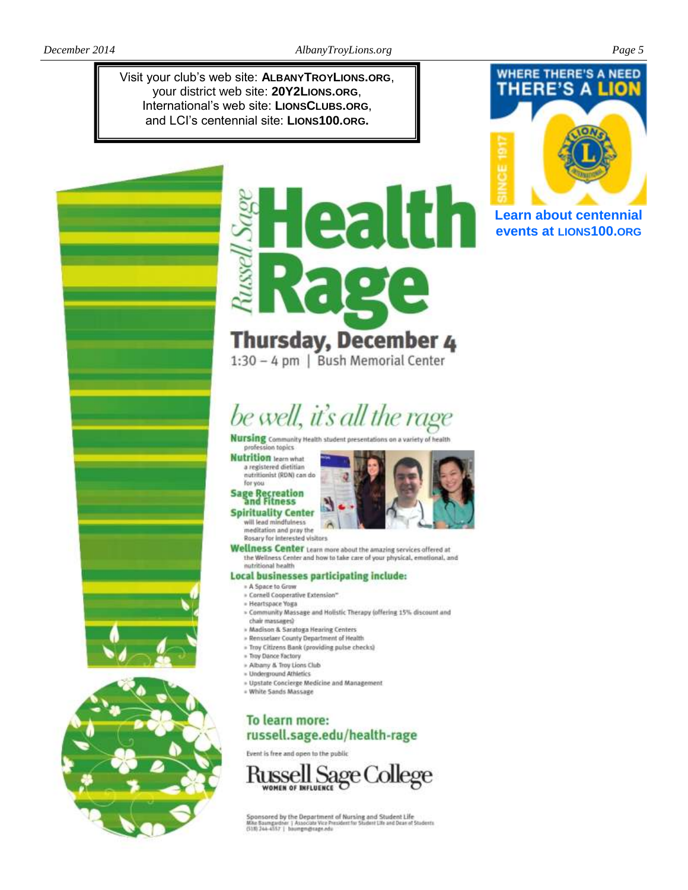Visit your club's web site: **ALBANYTROYLIONS.ORG**, your district web site: **20Y2LIONS.ORG**, International's web site: **LIONSCLUBS.ORG**, and LCI's centennial site: **LIONS100.ORG.**

WHERE THERE'S A NEED THERE'S A LION

SINCE 1917

**Learn about centennial events at LIONS100.ORG**

*Russell Sage*

# Health Rage

## Thursday, December 4

1:30 – 4 pm | Bush Memorial Center

*be well, it's all the rage*

**Nursing** Community Health student presentations on a variety of health profession topics

**Nutrition** learn what a registered dietitian nutritionist (RDN) can do for you

**Sage Recreation and Fitness**

**Spirituality Center** will lead mindfulness meditation and pray the Rosary for interested visitors

**Wellness Center** Learn more about the amazing services offered at the Wellness Center and how to take care of your physical, emotional, and nutritional health

**Local businesses participating include:**

- A Space to Grow
- Cornell Cooperative Extension*
- Heartspace Yoga
- Community Massage and Holistic Therapy (offering 15% discount and chair massages)
- Madison & Saratoga Hearing Centers
- Rensselaer County Department of Health
- Troy Citizens Bank (providing pulse checks)
- Troy Dance Factory
- Albany & Troy Lions Club
- Underground Athletics
- Upstate Concierge Medicine and Management
- White Sands Massage

**To learn more: russell.sage.edu/health-rage**

Event is free and open to the public

Russell Sage College
WOMEN OF INFLUENCE

Sponsored by the Department of Nursing and Student Life
Mike Baumgardner | Associate Vice President for Student Life and Dean of Students
(518) 244-4557 | baumgm@sage.edu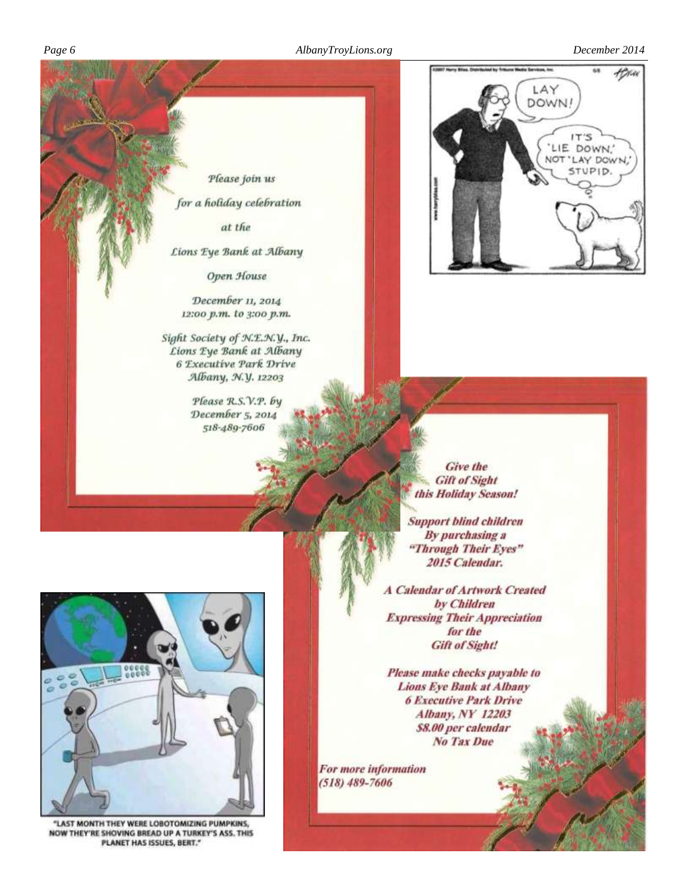*Please join us*

*for a holiday celebration*

*at the*

*Lions Eye Bank at Albany*

*Open House*

*December 11, 2014*
*12:00 p.m. to 3:00 p.m.*

*Sight Society of N.E.N.Y., Inc.*
*Lions Eye Bank at Albany*
*6 Executive Park Drive*
*Albany, N.Y. 12203*

*Please R.S.V.P. by*
*December 5, 2014*
*518-489-7606*

***Give the***
***Gift of Sight***
***this Holiday Season!***

***Support blind children***
***By purchasing a***
***"Through Their Eyes"***
***2015 Calendar.***

***A Calendar of Artwork Created***
***by Children***
***Expressing Their Appreciation***
***for the***
***Gift of Sight!***

***Please make checks payable to***
***Lions Eye Bank at Albany***
***6 Executive Park Drive***
***Albany, NY 12203***
***$8.00 per calendar***
***No Tax Due***

***For more information***
***(518) 489-7606***

"LAST MONTH THEY WERE LOBOTOMIZING PUMPKINS, NOW THEY'RE SHOVING BREAD UP A TURKEY'S ASS. THIS PLANET HAS ISSUES, BERT."